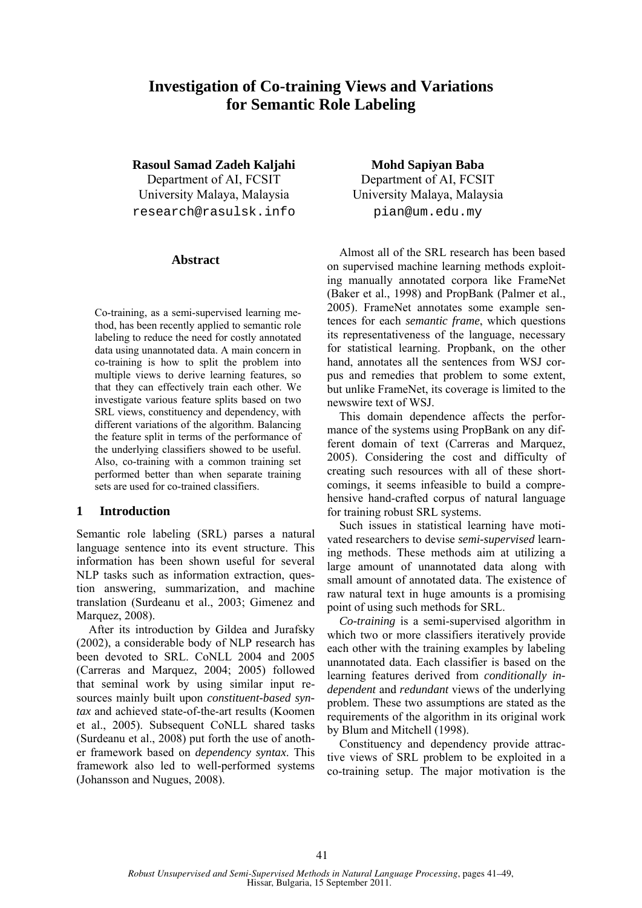# Investigation of Co-training Views and Variations for Semantic Role Labeling

**Rasoul Samad Zadeh Kaljahi**
Department of AI, FCSIT
University Malaya, Malaysia
research@rasulsk.info

**Mohd Sapiyan Baba**
Department of AI, FCSIT
University Malaya, Malaysia
pian@um.edu.my

## Abstract

Co-training, as a semi-supervised learning method, has been recently applied to semantic role labeling to reduce the need for costly annotated data using unannotated data. A main concern in co-training is how to split the problem into multiple views to derive learning features, so that they can effectively train each other. We investigate various feature splits based on two SRL views, constituency and dependency, with different variations of the algorithm. Balancing the feature split in terms of the performance of the underlying classifiers showed to be useful. Also, co-training with a common training set performed better than when separate training sets are used for co-trained classifiers.

## 1 Introduction

Semantic role labeling (SRL) parses a natural language sentence into its event structure. This information has been shown useful for several NLP tasks such as information extraction, question answering, summarization, and machine translation (Surdeanu et al., 2003; Gimenez and Marquez, 2008).

After its introduction by Gildea and Jurafsky (2002), a considerable body of NLP research has been devoted to SRL. CoNLL 2004 and 2005 (Carreras and Marquez, 2004; 2005) followed that seminal work by using similar input resources mainly built upon *constituent-based syntax* and achieved state-of-the-art results (Koomen et al., 2005). Subsequent CoNLL shared tasks (Surdeanu et al., 2008) put forth the use of another framework based on *dependency syntax*. This framework also led to well-performed systems (Johansson and Nugues, 2008).

Almost all of the SRL research has been based on supervised machine learning methods exploiting manually annotated corpora like FrameNet (Baker et al., 1998) and PropBank (Palmer et al., 2005). FrameNet annotates some example sentences for each *semantic frame*, which questions its representativeness of the language, necessary for statistical learning. Propbank, on the other hand, annotates all the sentences from WSJ corpus and remedies that problem to some extent, but unlike FrameNet, its coverage is limited to the newswire text of WSJ.

This domain dependence affects the performance of the systems using PropBank on any different domain of text (Carreras and Marquez, 2005). Considering the cost and difficulty of creating such resources with all of these shortcomings, it seems infeasible to build a comprehensive hand-crafted corpus of natural language for training robust SRL systems.

Such issues in statistical learning have motivated researchers to devise *semi-supervised* learning methods. These methods aim at utilizing a large amount of unannotated data along with small amount of annotated data. The existence of raw natural text in huge amounts is a promising point of using such methods for SRL.

*Co-training* is a semi-supervised algorithm in which two or more classifiers iteratively provide each other with the training examples by labeling unannotated data. Each classifier is based on the learning features derived from *conditionally independent* and *redundant* views of the underlying problem. These two assumptions are stated as the requirements of the algorithm in its original work by Blum and Mitchell (1998).

Constituency and dependency provide attractive views of SRL problem to be exploited in a co-training setup. The major motivation is the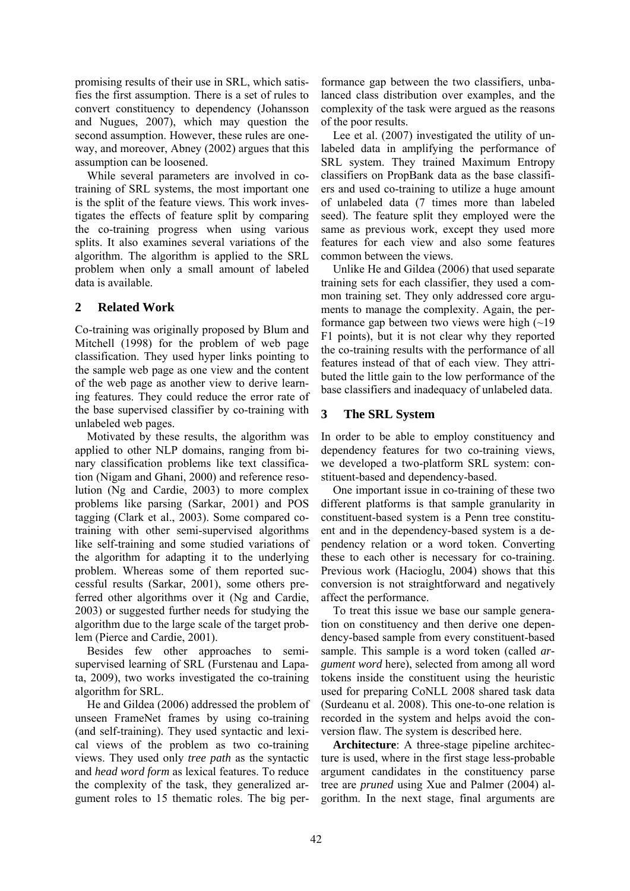promising results of their use in SRL, which satisfies the first assumption. There is a set of rules to convert constituency to dependency (Johansson and Nugues, 2007), which may question the second assumption. However, these rules are one-way, and moreover, Abney (2002) argues that this assumption can be loosened.

While several parameters are involved in co-training of SRL systems, the most important one is the split of the feature views. This work investigates the effects of feature split by comparing the co-training progress when using various splits. It also examines several variations of the algorithm. The algorithm is applied to the SRL problem when only a small amount of labeled data is available.

## 2 Related Work

Co-training was originally proposed by Blum and Mitchell (1998) for the problem of web page classification. They used hyper links pointing to the sample web page as one view and the content of the web page as another view to derive learning features. They could reduce the error rate of the base supervised classifier by co-training with unlabeled web pages.

Motivated by these results, the algorithm was applied to other NLP domains, ranging from binary classification problems like text classification (Nigam and Ghani, 2000) and reference resolution (Ng and Cardie, 2003) to more complex problems like parsing (Sarkar, 2001) and POS tagging (Clark et al., 2003). Some compared co-training with other semi-supervised algorithms like self-training and some studied variations of the algorithm for adapting it to the underlying problem. Whereas some of them reported successful results (Sarkar, 2001), some others preferred other algorithms over it (Ng and Cardie, 2003) or suggested further needs for studying the algorithm due to the large scale of the target problem (Pierce and Cardie, 2001).

Besides few other approaches to semi-supervised learning of SRL (Furstenau and Lapata, 2009), two works investigated the co-training algorithm for SRL.

He and Gildea (2006) addressed the problem of unseen FrameNet frames by using co-training (and self-training). They used syntactic and lexical views of the problem as two co-training views. They used only *tree path* as the syntactic and *head word form* as lexical features. To reduce the complexity of the task, they generalized argument roles to 15 thematic roles. The big performance gap between the two classifiers, unbalanced class distribution over examples, and the complexity of the task were argued as the reasons of the poor results.

Lee et al. (2007) investigated the utility of unlabeled data in amplifying the performance of SRL system. They trained Maximum Entropy classifiers on PropBank data as the base classifiers and used co-training to utilize a huge amount of unlabeled data (7 times more than labeled seed). The feature split they employed were the same as previous work, except they used more features for each view and also some features common between the views.

Unlike He and Gildea (2006) that used separate training sets for each classifier, they used a common training set. They only addressed core arguments to manage the complexity. Again, the performance gap between two views were high (~19 F1 points), but it is not clear why they reported the co-training results with the performance of all features instead of that of each view. They attributed the little gain to the low performance of the base classifiers and inadequacy of unlabeled data.

## 3 The SRL System

In order to be able to employ constituency and dependency features for two co-training views, we developed a two-platform SRL system: constituent-based and dependency-based.

One important issue in co-training of these two different platforms is that sample granularity in constituent-based system is a Penn tree constituent and in the dependency-based system is a dependency relation or a word token. Converting these to each other is necessary for co-training. Previous work (Hacioglu, 2004) shows that this conversion is not straightforward and negatively affect the performance.

To treat this issue we base our sample generation on constituency and then derive one dependency-based sample from every constituent-based sample. This sample is a word token (called *argument word* here), selected from among all word tokens inside the constituent using the heuristic used for preparing CoNLL 2008 shared task data (Surdeanu et al. 2008). This one-to-one relation is recorded in the system and helps avoid the conversion flaw. The system is described here.

**Architecture**: A three-stage pipeline architecture is used, where in the first stage less-probable argument candidates in the constituency parse tree are *pruned* using Xue and Palmer (2004) algorithm. In the next stage, final arguments are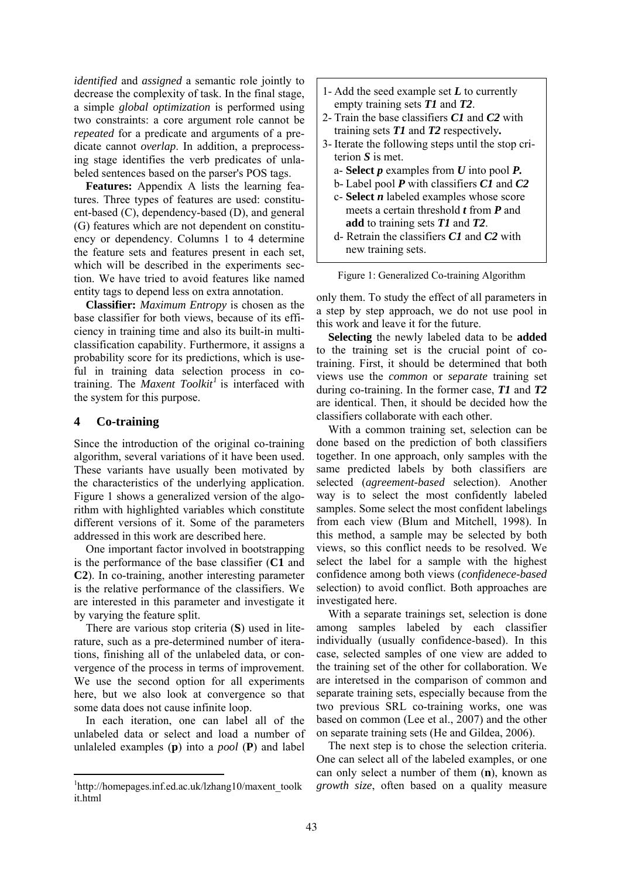*identified* and *assigned* a semantic role jointly to decrease the complexity of task. In the final stage, a simple *global optimization* is performed using two constraints: a core argument role cannot be *repeated* for a predicate and arguments of a predicate cannot *overlap*. In addition, a preprocessing stage identifies the verb predicates of unlabeled sentences based on the parser's POS tags.

**Features:** Appendix A lists the learning features. Three types of features are used: constituent-based (C), dependency-based (D), and general (G) features which are not dependent on constituency or dependency. Columns 1 to 4 determine the feature sets and features present in each set, which will be described in the experiments section. We have tried to avoid features like named entity tags to depend less on extra annotation.

**Classifier:** *Maximum Entropy* is chosen as the base classifier for both views, because of its efficiency in training time and also its built-in multi-classification capability. Furthermore, it assigns a probability score for its predictions, which is useful in training data selection process in co-training. The *Maxent Toolkit*[1] is interfaced with the system for this purpose.

## 4 Co-training

Since the introduction of the original co-training algorithm, several variations of it have been used. These variants have usually been motivated by the characteristics of the underlying application. Figure 1 shows a generalized version of the algorithm with highlighted variables which constitute different versions of it. Some of the parameters addressed in this work are described here.

One important factor involved in bootstrapping is the performance of the base classifier (**C1** and **C2**). In co-training, another interesting parameter is the relative performance of the classifiers. We are interested in this parameter and investigate it by varying the feature split.

There are various stop criteria (**S**) used in literature, such as a pre-determined number of iterations, finishing all of the unlabeled data, or convergence of the process in terms of improvement. We use the second option for all experiments here, but we also look at convergence so that some data does not cause infinite loop.

In each iteration, one can label all of the unlabeled data or select and load a number of unlaleled examples (**p**) into a *pool* (**P**) and label only them. To study the effect of all parameters in a step by step approach, we do not use pool in this work and leave it for the future.

> 1- Add the seed example set ***L*** to currently empty training sets ***T1*** and ***T2***.
> 2- Train the base classifiers ***C1*** and ***C2*** with training sets ***T1*** and ***T2*** respectively**.**
> 3- Iterate the following steps until the stop criterion ***S*** is met.
>   a- **Select *p*** examples from ***U*** into pool ***P.***
>   b- Label pool ***P*** with classifiers ***C1*** and ***C2***
>   c- **Select *n*** labeled examples whose score meets a certain threshold ***t*** from ***P*** and **add** to training sets ***T1*** and ***T2***.
>   d- Retrain the classifiers ***C1*** and ***C2*** with new training sets.

Figure 1: Generalized Co-training Algorithm

**Selecting** the newly labeled data to be **added** to the training set is the crucial point of co-training. First, it should be determined that both views use the *common* or *separate* training set during co-training. In the former case, ***T1*** and ***T2*** are identical. Then, it should be decided how the classifiers collaborate with each other.

With a common training set, selection can be done based on the prediction of both classifiers together. In one approach, only samples with the same predicted labels by both classifiers are selected (*agreement-based* selection). Another way is to select the most confidently labeled samples. Some select the most confident labelings from each view (Blum and Mitchell, 1998). In this method, a sample may be selected by both views, so this conflict needs to be resolved. We select the label for a sample with the highest confidence among both views (*confidenece-based* selection) to avoid conflict. Both approaches are investigated here.

With a separate trainings set, selection is done among samples labeled by each classifier individually (usually confidence-based). In this case, selected samples of one view are added to the training set of the other for collaboration. We are interetsed in the comparison of common and separate training sets, especially because from the two previous SRL co-training works, one was based on common (Lee et al., 2007) and the other on separate training sets (He and Gildea, 2006).

The next step is to chose the selection criteria. One can select all of the labeled examples, or one can only select a number of them (**n**), known as *growth size*, often based on a quality measure

[1] http://homepages.inf.ed.ac.uk/lzhang10/maxent_toolkit.html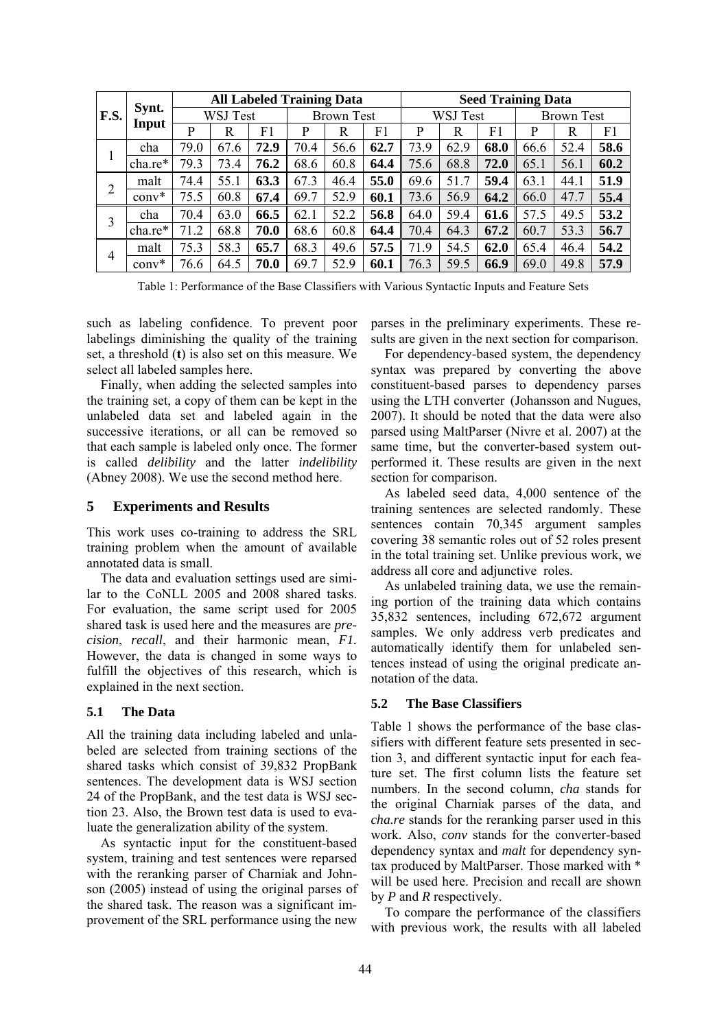| F.S. | Synt. Input | All Labeled Training Data | | | | | | Seed Training Data | | | | | |
|---|---|---|---|---|---|---|---|---|---|---|---|---|---|
| | | WSJ Test | | | Brown Test | | | WSJ Test | | | Brown Test | | |
| | | P | R | F1 | P | R | F1 | P | R | F1 | P | R | F1 |
| 1 | cha | 79.0 | 67.6 | **72.9** | 70.4 | 56.6 | **62.7** | 73.9 | 62.9 | **68.0** | 66.6 | 52.4 | **58.6** |
| | cha.re* | 79.3 | 73.4 | **76.2** | 68.6 | 60.8 | **64.4** | 75.6 | 68.8 | **72.0** | 65.1 | 56.1 | **60.2** |
| 2 | malt | 74.4 | 55.1 | **63.3** | 67.3 | 46.4 | **55.0** | 69.6 | 51.7 | **59.4** | 63.1 | 44.1 | **51.9** |
| | conv* | 75.5 | 60.8 | **67.4** | 69.7 | 52.9 | **60.1** | 73.6 | 56.9 | **64.2** | 66.0 | 47.7 | **55.4** |
| 3 | cha | 70.4 | 63.0 | **66.5** | 62.1 | 52.2 | **56.8** | 64.0 | 59.4 | **61.6** | 57.5 | 49.5 | **53.2** |
| | cha.re* | 71.2 | 68.8 | **70.0** | 68.6 | 60.8 | **64.4** | 70.4 | 64.3 | **67.2** | 60.7 | 53.3 | **56.7** |
| 4 | malt | 75.3 | 58.3 | **65.7** | 68.3 | 49.6 | **57.5** | 71.9 | 54.5 | **62.0** | 65.4 | 46.4 | **54.2** |
| | conv* | 76.6 | 64.5 | **70.0** | 69.7 | 52.9 | **60.1** | 76.3 | 59.5 | **66.9** | 69.0 | 49.8 | **57.9** |

Table 1: Performance of the Base Classifiers with Various Syntactic Inputs and Feature Sets

such as labeling confidence. To prevent poor labelings diminishing the quality of the training set, a threshold (**t**) is also set on this measure. We select all labeled samples here.

Finally, when adding the selected samples into the training set, a copy of them can be kept in the unlabeled data set and labeled again in the successive iterations, or all can be removed so that each sample is labeled only once. The former is called *delibility* and the latter *indelibility* (Abney 2008). We use the second method here.

## 5 Experiments and Results

This work uses co-training to address the SRL training problem when the amount of available annotated data is small.

The data and evaluation settings used are similar to the CoNLL 2005 and 2008 shared tasks. For evaluation, the same script used for 2005 shared task is used here and the measures are *precision*, *recall*, and their harmonic mean, *F1*. However, the data is changed in some ways to fulfill the objectives of this research, which is explained in the next section.

### 5.1 The Data

All the training data including labeled and unlabeled are selected from training sections of the shared tasks which consist of 39,832 PropBank sentences. The development data is WSJ section 24 of the PropBank, and the test data is WSJ section 23. Also, the Brown test data is used to evaluate the generalization ability of the system.

As syntactic input for the constituent-based system, training and test sentences were reparsed with the reranking parser of Charniak and Johnson (2005) instead of using the original parses of the shared task. The reason was a significant improvement of the SRL performance using the new parses in the preliminary experiments. These results are given in the next section for comparison.

For dependency-based system, the dependency syntax was prepared by converting the above constituent-based parses to dependency parses using the LTH converter (Johansson and Nugues, 2007). It should be noted that the data were also parsed using MaltParser (Nivre et al. 2007) at the same time, but the converter-based system outperformed it. These results are given in the next section for comparison.

As labeled seed data, 4,000 sentence of the training sentences are selected randomly. These sentences contain 70,345 argument samples covering 38 semantic roles out of 52 roles present in the total training set. Unlike previous work, we address all core and adjunctive roles.

As unlabeled training data, we use the remaining portion of the training data which contains 35,832 sentences, including 672,672 argument samples. We only address verb predicates and automatically identify them for unlabeled sentences instead of using the original predicate annotation of the data.

### 5.2 The Base Classifiers

Table 1 shows the performance of the base classifiers with different feature sets presented in section 3, and different syntactic input for each feature set. The first column lists the feature set numbers. In the second column, *cha* stands for the original Charniak parses of the data, and *cha.re* stands for the reranking parser used in this work. Also, *conv* stands for the converter-based dependency syntax and *malt* for dependency syntax produced by MaltParser. Those marked with * will be used here. Precision and recall are shown by *P* and *R* respectively.

To compare the performance of the classifiers with previous work, the results with all labeled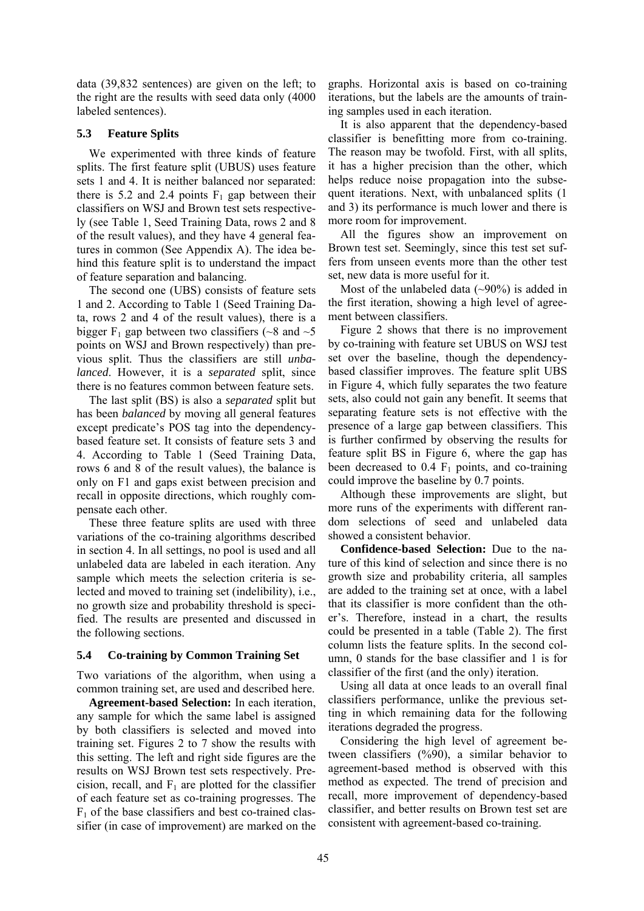data (39,832 sentences) are given on the left; to the right are the results with seed data only (4000 labeled sentences).

### 5.3 Feature Splits

We experimented with three kinds of feature splits. The first feature split (UBUS) uses feature sets 1 and 4. It is neither balanced nor separated: there is 5.2 and 2.4 points $F_1$ gap between their classifiers on WSJ and Brown test sets respectively (see Table 1, Seed Training Data, rows 2 and 8 of the result values), and they have 4 general features in common (See Appendix A). The idea behind this feature split is to understand the impact of feature separation and balancing.

The second one (UBS) consists of feature sets 1 and 2. According to Table 1 (Seed Training Data, rows 2 and 4 of the result values), there is a bigger $F_1$ gap between two classifiers (~8 and ~5 points on WSJ and Brown respectively) than previous split. Thus the classifiers are still *unbalanced*. However, it is a *separated* split, since there is no features common between feature sets.

The last split (BS) is also a *separated* split but has been *balanced* by moving all general features except predicate's POS tag into the dependency-based feature set. It consists of feature sets 3 and 4. According to Table 1 (Seed Training Data, rows 6 and 8 of the result values), the balance is only on F1 and gaps exist between precision and recall in opposite directions, which roughly compensate each other.

These three feature splits are used with three variations of the co-training algorithms described in section 4. In all settings, no pool is used and all unlabeled data are labeled in each iteration. Any sample which meets the selection criteria is selected and moved to training set (indelibility), i.e., no growth size and probability threshold is specified. The results are presented and discussed in the following sections.

### 5.4 Co-training by Common Training Set

Two variations of the algorithm, when using a common training set, are used and described here.

**Agreement-based Selection:** In each iteration, any sample for which the same label is assigned by both classifiers is selected and moved into training set. Figures 2 to 7 show the results with this setting. The left and right side figures are the results on WSJ Brown test sets respectively. Precision, recall, and $F_1$ are plotted for the classifier of each feature set as co-training progresses. The $F_1$ of the base classifiers and best co-trained classifier (in case of improvement) are marked on the graphs. Horizontal axis is based on co-training iterations, but the labels are the amounts of training samples used in each iteration.

It is also apparent that the dependency-based classifier is benefitting more from co-training. The reason may be twofold. First, with all splits, it has a higher precision than the other, which helps reduce noise propagation into the subsequent iterations. Next, with unbalanced splits (1 and 3) its performance is much lower and there is more room for improvement.

All the figures show an improvement on Brown test set. Seemingly, since this test set suffers from unseen events more than the other test set, new data is more useful for it.

Most of the unlabeled data (~90%) is added in the first iteration, showing a high level of agreement between classifiers.

Figure 2 shows that there is no improvement by co-training with feature set UBUS on WSJ test set over the baseline, though the dependency-based classifier improves. The feature split UBS in Figure 4, which fully separates the two feature sets, also could not gain any benefit. It seems that separating feature sets is not effective with the presence of a large gap between classifiers. This is further confirmed by observing the results for feature split BS in Figure 6, where the gap has been decreased to 0.4 $F_1$ points, and co-training could improve the baseline by 0.7 points.

Although these improvements are slight, but more runs of the experiments with different random selections of seed and unlabeled data showed a consistent behavior.

**Confidence-based Selection:** Due to the nature of this kind of selection and since there is no growth size and probability criteria, all samples are added to the training set at once, with a label that its classifier is more confident than the other's. Therefore, instead in a chart, the results could be presented in a table (Table 2). The first column lists the feature splits. In the second column, 0 stands for the base classifier and 1 is for classifier of the first (and the only) iteration.

Using all data at once leads to an overall final classifiers performance, unlike the previous setting in which remaining data for the following iterations degraded the progress.

Considering the high level of agreement between classifiers (%90), a similar behavior to agreement-based method is observed with this method as expected. The trend of precision and recall, more improvement of dependency-based classifier, and better results on Brown test set are consistent with agreement-based co-training.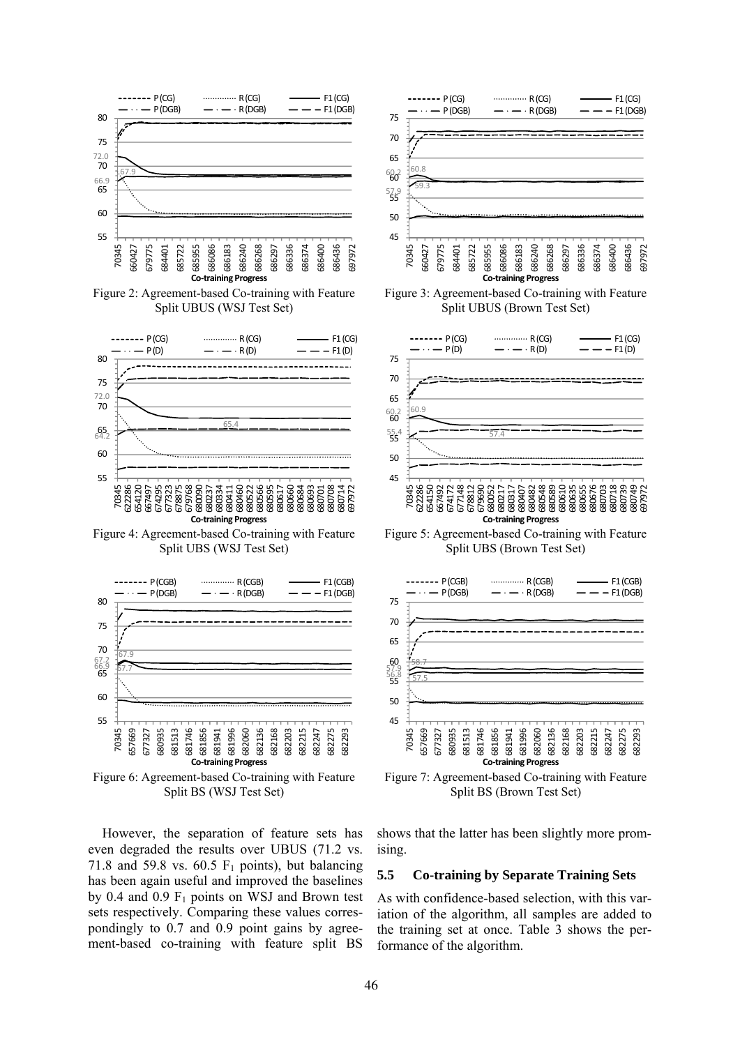Figure 2: Agreement-based Co-training with Feature Split UBUS (WSJ Test Set)

Figure 3: Agreement-based Co-training with Feature Split UBUS (Brown Test Set)

Figure 4: Agreement-based Co-training with Feature Split UBS (WSJ Test Set)

Figure 5: Agreement-based Co-training with Feature Split UBS (Brown Test Set)

Figure 6: Agreement-based Co-training with Feature Split BS (WSJ Test Set)

Figure 7: Agreement-based Co-training with Feature Split BS (Brown Test Set)

However, the separation of feature sets has even degraded the results over UBUS (71.2 vs. 71.8 and 59.8 vs. 60.5 $F_1$ points), but balancing has been again useful and improved the baselines by 0.4 and 0.9 $F_1$ points on WSJ and Brown test sets respectively. Comparing these values correspondingly to 0.7 and 0.9 point gains by agreement-based co-training with feature split BS shows that the latter has been slightly more promising.

### 5.5 Co-training by Separate Training Sets

As with confidence-based selection, with this variation of the algorithm, all samples are added to the training set at once. Table 3 shows the performance of the algorithm.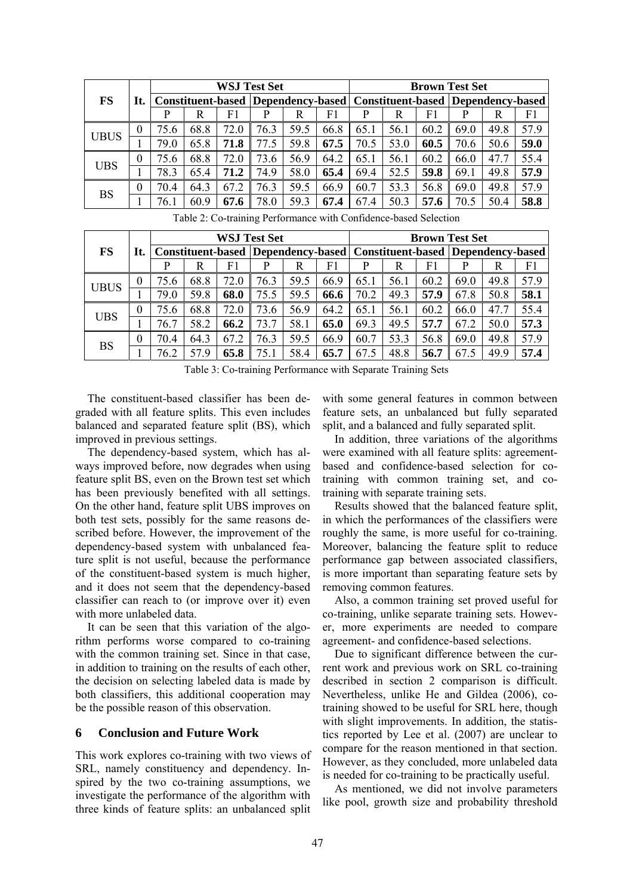| FS | It. | WSJ Test Set | | | | | | Brown Test Set | | | | | |
|---|---|---|---|---|---|---|---|---|---|---|---|---|---|
| | | Constituent-based | | | Dependency-based | | | Constituent-based | | | Dependency-based | | |
| | | P | R | F1 | P | R | F1 | P | R | F1 | P | R | F1 |
| UBUS | 0 | 75.6 | 68.8 | 72.0 | 76.3 | 59.5 | 66.8 | 65.1 | 56.1 | 60.2 | 69.0 | 49.8 | 57.9 |
| | 1 | 79.0 | 65.8 | **71.8** | 77.5 | 59.8 | **67.5** | 70.5 | 53.0 | **60.5** | 70.6 | 50.6 | **59.0** |
| UBS | 0 | 75.6 | 68.8 | 72.0 | 73.6 | 56.9 | 64.2 | 65.1 | 56.1 | 60.2 | 66.0 | 47.7 | 55.4 |
| | 1 | 78.3 | 65.4 | **71.2** | 74.9 | 58.0 | **65.4** | 69.4 | 52.5 | **59.8** | 69.1 | 49.8 | **57.9** |
| BS | 0 | 70.4 | 64.3 | 67.2 | 76.3 | 59.5 | 66.9 | 60.7 | 53.3 | 56.8 | 69.0 | 49.8 | 57.9 |
| | 1 | 76.1 | 60.9 | **67.6** | 78.0 | 59.3 | **67.4** | 67.4 | 50.3 | **57.6** | 70.5 | 50.4 | **58.8** |

Table 2: Co-training Performance with Confidence-based Selection

| FS | It. | WSJ Test Set | | | | | | Brown Test Set | | | | | |
|---|---|---|---|---|---|---|---|---|---|---|---|---|---|
| | | Constituent-based | | | Dependency-based | | | Constituent-based | | | Dependency-based | | |
| | | P | R | F1 | P | R | F1 | P | R | F1 | P | R | F1 |
| UBUS | 0 | 75.6 | 68.8 | 72.0 | 76.3 | 59.5 | 66.9 | 65.1 | 56.1 | 60.2 | 69.0 | 49.8 | 57.9 |
| | 1 | 79.0 | 59.8 | **68.0** | 75.5 | 59.5 | **66.6** | 70.2 | 49.3 | **57.9** | 67.8 | 50.8 | **58.1** |
| UBS | 0 | 75.6 | 68.8 | 72.0 | 73.6 | 56.9 | 64.2 | 65.1 | 56.1 | 60.2 | 66.0 | 47.7 | 55.4 |
| | 1 | 76.7 | 58.2 | **66.2** | 73.7 | 58.1 | **65.0** | 69.3 | 49.5 | **57.7** | 67.2 | 50.0 | **57.3** |
| BS | 0 | 70.4 | 64.3 | 67.2 | 76.3 | 59.5 | 66.9 | 60.7 | 53.3 | 56.8 | 69.0 | 49.8 | 57.9 |
| | 1 | 76.2 | 57.9 | **65.8** | 75.1 | 58.4 | **65.7** | 67.5 | 48.8 | **56.7** | 67.5 | 49.9 | **57.4** |

Table 3: Co-training Performance with Separate Training Sets

The constituent-based classifier has been degraded with all feature splits. This even includes balanced and separated feature split (BS), which improved in previous settings.

The dependency-based system, which has always improved before, now degrades when using feature split BS, even on the Brown test set which has been previously benefited with all settings. On the other hand, feature split UBS improves on both test sets, possibly for the same reasons described before. However, the improvement of the dependency-based system with unbalanced feature split is not useful, because the performance of the constituent-based system is much higher, and it does not seem that the dependency-based classifier can reach to (or improve over it) even with more unlabeled data.

It can be seen that this variation of the algorithm performs worse compared to co-training with the common training set. Since in that case, in addition to training on the results of each other, the decision on selecting labeled data is made by both classifiers, this additional cooperation may be the possible reason of this observation.

## 6 Conclusion and Future Work

This work explores co-training with two views of SRL, namely constituency and dependency. Inspired by the two co-training assumptions, we investigate the performance of the algorithm with three kinds of feature splits: an unbalanced split with some general features in common between feature sets, an unbalanced but fully separated split, and a balanced and fully separated split.

In addition, three variations of the algorithms were examined with all feature splits: agreement-based and confidence-based selection for co-training with common training set, and co-training with separate training sets.

Results showed that the balanced feature split, in which the performances of the classifiers were roughly the same, is more useful for co-training. Moreover, balancing the feature split to reduce performance gap between associated classifiers, is more important than separating feature sets by removing common features.

Also, a common training set proved useful for co-training, unlike separate training sets. However, more experiments are needed to compare agreement- and confidence-based selections.

Due to significant difference between the current work and previous work on SRL co-training described in section 2 comparison is difficult. Nevertheless, unlike He and Gildea (2006), co-training showed to be useful for SRL here, though with slight improvements. In addition, the statistics reported by Lee et al. (2007) are unclear to compare for the reason mentioned in that section. However, as they concluded, more unlabeled data is needed for co-training to be practically useful.

As mentioned, we did not involve parameters like pool, growth size and probability threshold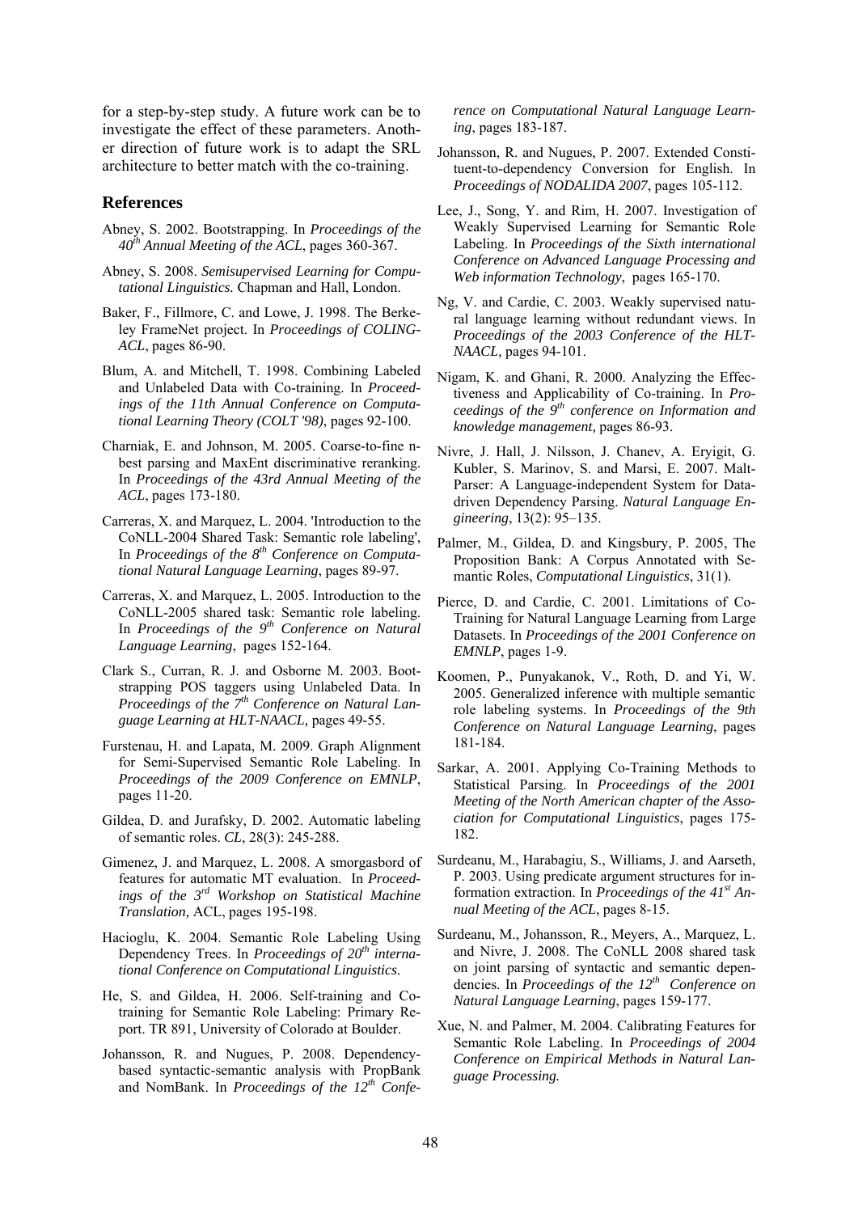for a step-by-step study. A future work can be to investigate the effect of these parameters. Another direction of future work is to adapt the SRL architecture to better match with the co-training.

## References

Abney, S. 2002. Bootstrapping. In *Proceedings of the 40th Annual Meeting of the ACL*, pages 360-367.

Abney, S. 2008. *Semisupervised Learning for Computational Linguistics.* Chapman and Hall, London.

Baker, F., Fillmore, C. and Lowe, J. 1998. The Berkeley FrameNet project. In *Proceedings of COLING-ACL*, pages 86-90.

Blum, A. and Mitchell, T. 1998. Combining Labeled and Unlabeled Data with Co-training. In *Proceedings of the 11th Annual Conference on Computational Learning Theory (COLT '98)*, pages 92-100.

Charniak, E. and Johnson, M. 2005. Coarse-to-fine n-best parsing and MaxEnt discriminative reranking. In *Proceedings of the 43rd Annual Meeting of the ACL*, pages 173-180.

Carreras, X. and Marquez, L. 2004. 'Introduction to the CoNLL-2004 Shared Task: Semantic role labeling', In *Proceedings of the 8th Conference on Computational Natural Language Learning*, pages 89-97.

Carreras, X. and Marquez, L. 2005. Introduction to the CoNLL-2005 shared task: Semantic role labeling. In *Proceedings of the 9th Conference on Natural Language Learning*, pages 152-164.

Clark S., Curran, R. J. and Osborne M. 2003. Bootstrapping POS taggers using Unlabeled Data. In *Proceedings of the 7th Conference on Natural Language Learning at HLT-NAACL,* pages 49-55.

Furstenau, H. and Lapata, M. 2009. Graph Alignment for Semi-Supervised Semantic Role Labeling. In *Proceedings of the 2009 Conference on EMNLP*, pages 11-20.

Gildea, D. and Jurafsky, D. 2002. Automatic labeling of semantic roles. *CL*, 28(3): 245-288.

Gimenez, J. and Marquez, L. 2008. A smorgasbord of features for automatic MT evaluation. In *Proceedings of the 3rd Workshop on Statistical Machine Translation,* ACL, pages 195-198.

Hacioglu, K. 2004. Semantic Role Labeling Using Dependency Trees. In *Proceedings of 20th international Conference on Computational Linguistics*.

He, S. and Gildea, H. 2006. Self-training and Co-training for Semantic Role Labeling: Primary Report. TR 891, University of Colorado at Boulder.

Johansson, R. and Nugues, P. 2008. Dependency-based syntactic-semantic analysis with PropBank and NomBank. In *Proceedings of the 12th Conference on Computational Natural Language Learning*, pages 183-187.

Johansson, R. and Nugues, P. 2007. Extended Constituent-to-dependency Conversion for English. In *Proceedings of NODALIDA 2007*, pages 105-112.

Lee, J., Song, Y. and Rim, H. 2007. Investigation of Weakly Supervised Learning for Semantic Role Labeling. In *Proceedings of the Sixth international Conference on Advanced Language Processing and Web information Technology*, pages 165-170.

Ng, V. and Cardie, C. 2003. Weakly supervised natural language learning without redundant views. In *Proceedings of the 2003 Conference of the HLT-NAACL,* pages 94-101.

Nigam, K. and Ghani, R. 2000. Analyzing the Effectiveness and Applicability of Co-training. In *Proceedings of the 9th conference on Information and knowledge management,* pages 86-93.

Nivre, J. Hall, J. Nilsson, J. Chanev, A. Eryigit, G. Kubler, S. Marinov, S. and Marsi, E. 2007. MaltParser: A Language-independent System for Data-driven Dependency Parsing. *Natural Language Engineering*, 13(2): 95–135.

Palmer, M., Gildea, D. and Kingsbury, P. 2005, The Proposition Bank: A Corpus Annotated with Semantic Roles, *Computational Linguistics*, 31(1).

Pierce, D. and Cardie, C. 2001. Limitations of Co-Training for Natural Language Learning from Large Datasets. In *Proceedings of the 2001 Conference on EMNLP*, pages 1-9.

Koomen, P., Punyakanok, V., Roth, D. and Yi, W. 2005. Generalized inference with multiple semantic role labeling systems. In *Proceedings of the 9th Conference on Natural Language Learning*, pages 181-184.

Sarkar, A. 2001. Applying Co-Training Methods to Statistical Parsing. In *Proceedings of the 2001 Meeting of the North American chapter of the Association for Computational Linguistics*, pages 175-182.

Surdeanu, M., Harabagiu, S., Williams, J. and Aarseth, P. 2003. Using predicate argument structures for information extraction. In *Proceedings of the 41st Annual Meeting of the ACL*, pages 8-15.

Surdeanu, M., Johansson, R., Meyers, A., Marquez, L. and Nivre, J. 2008. The CoNLL 2008 shared task on joint parsing of syntactic and semantic dependencies. In *Proceedings of the 12th Conference on Natural Language Learning*, pages 159-177.

Xue, N. and Palmer, M. 2004. Calibrating Features for Semantic Role Labeling. In *Proceedings of 2004 Conference on Empirical Methods in Natural Language Processing.*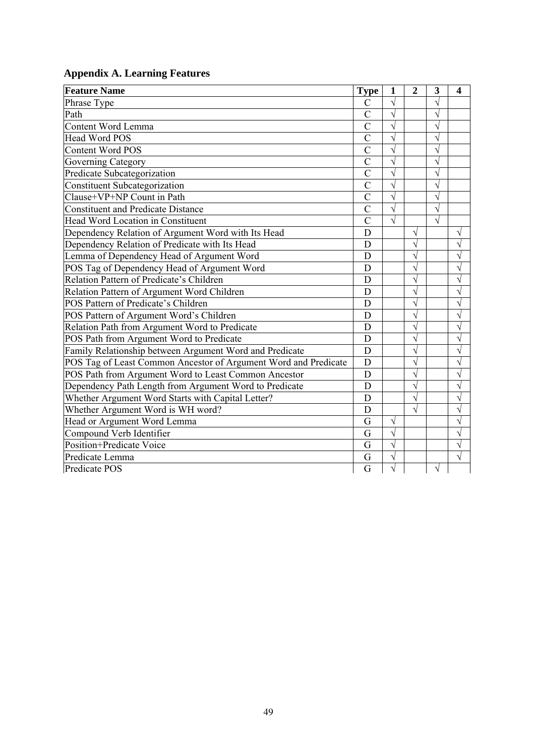## Appendix A. Learning Features

| Feature Name | Type | 1 | 2 | 3 | 4 |
|---|---|---|---|---|---|
| Phrase Type | C | √ | | √ | |
| Path | C | √ | | √ | |
| Content Word Lemma | C | √ | | √ | |
| Head Word POS | C | √ | | √ | |
| Content Word POS | C | √ | | √ | |
| Governing Category | C | √ | | √ | |
| Predicate Subcategorization | C | √ | | √ | |
| Constituent Subcategorization | C | √ | | √ | |
| Clause+VP+NP Count in Path | C | √ | | √ | |
| Constituent and Predicate Distance | C | √ | | √ | |
| Head Word Location in Constituent | C | √ | | √ | |
| Dependency Relation of Argument Word with Its Head | D | | √ | | √ |
| Dependency Relation of Predicate with Its Head | D | | √ | | √ |
| Lemma of Dependency Head of Argument Word | D | | √ | | √ |
| POS Tag of Dependency Head of Argument Word | D | | √ | | √ |
| Relation Pattern of Predicate's Children | D | | √ | | √ |
| Relation Pattern of Argument Word Children | D | | √ | | √ |
| POS Pattern of Predicate's Children | D | | √ | | √ |
| POS Pattern of Argument Word's Children | D | | √ | | √ |
| Relation Path from Argument Word to Predicate | D | | √ | | √ |
| POS Path from Argument Word to Predicate | D | | √ | | √ |
| Family Relationship between Argument Word and Predicate | D | | √ | | √ |
| POS Tag of Least Common Ancestor of Argument Word and Predicate | D | | √ | | √ |
| POS Path from Argument Word to Least Common Ancestor | D | | √ | | √ |
| Dependency Path Length from Argument Word to Predicate | D | | √ | | √ |
| Whether Argument Word Starts with Capital Letter? | D | | √ | | √ |
| Whether Argument Word is WH word? | D | | √ | | √ |
| Head or Argument Word Lemma | G | √ | | | √ |
| Compound Verb Identifier | G | √ | | | √ |
| Position+Predicate Voice | G | √ | | | √ |
| Predicate Lemma | G | √ | | | √ |
| Predicate POS | G | √ | | √ | |